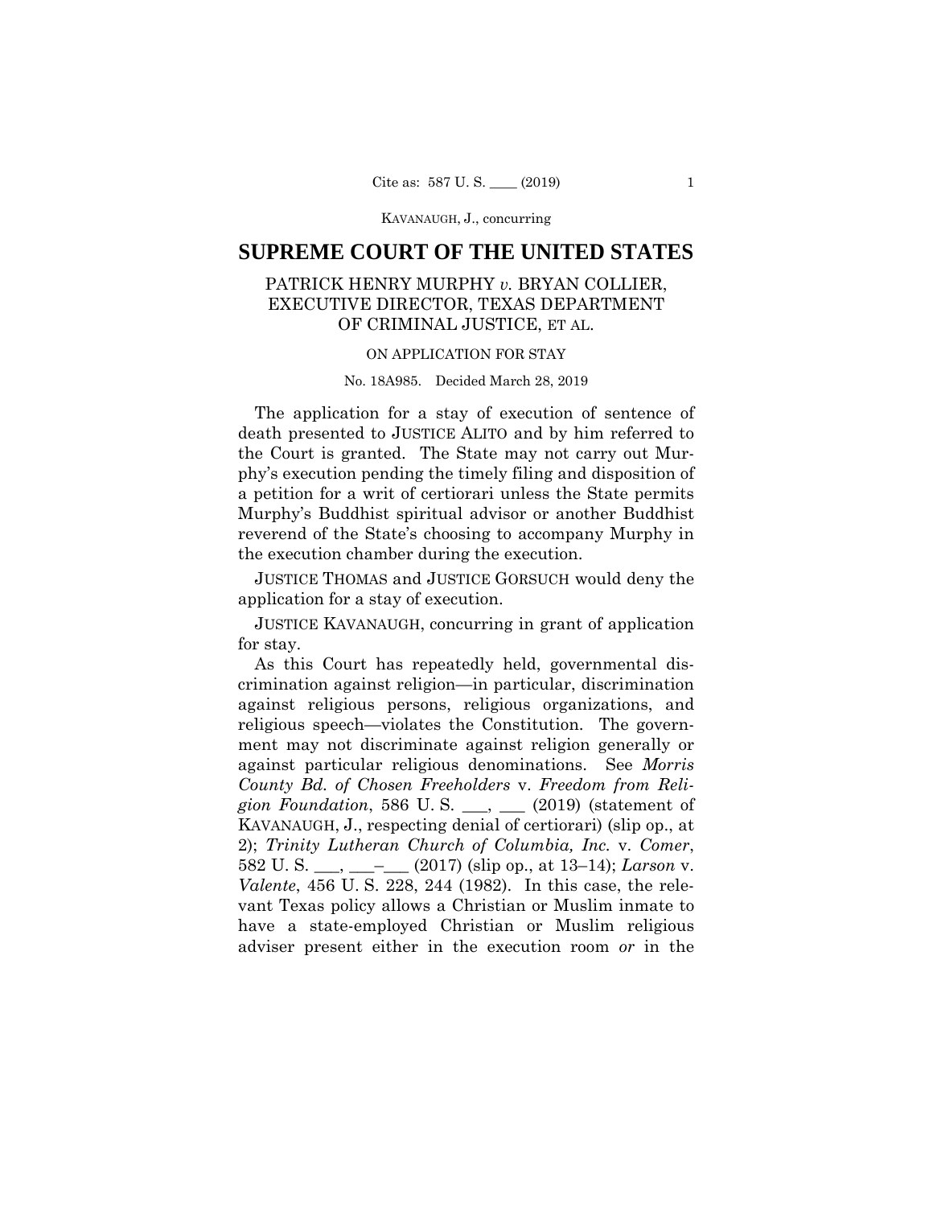# SUPREME COURT OF THE UNITED STATES

## PATRICK HENRY MURPHY *v.* BRYAN COLLIER, EXECUTIVE DIRECTOR, TEXAS DEPARTMENT OF CRIMINAL JUSTICE, ET AL.

ON APPLICATION FOR STAY

No. 18A985. Decided March 28, 2019

The application for a stay of execution of sentence of death presented to JUSTICE ALITO and by him referred to the Court is granted. The State may not carry out Murphy's execution pending the timely filing and disposition of a petition for a writ of certiorari unless the State permits Murphy's Buddhist spiritual advisor or another Buddhist reverend of the State's choosing to accompany Murphy in the execution chamber during the execution.

JUSTICE THOMAS and JUSTICE GORSUCH would deny the application for a stay of execution.

JUSTICE KAVANAUGH, concurring in grant of application for stay.

As this Court has repeatedly held, governmental discrimination against religion—in particular, discrimination against religious persons, religious organizations, and religious speech—violates the Constitution. The government may not discriminate against religion generally or against particular religious denominations. See *Morris County Bd. of Chosen Freeholders* v. *Freedom from Religion Foundation*, 586 U. S. \_\_\_, \_\_\_ (2019) (statement of KAVANAUGH, J., respecting denial of certiorari) (slip op., at 2); *Trinity Lutheran Church of Columbia, Inc.* v. *Comer*, 582 U. S. \_\_\_, \_\_\_–\_\_\_ (2017) (slip op., at 13–14); *Larson* v. *Valente*, 456 U. S. 228, 244 (1982). In this case, the relevant Texas policy allows a Christian or Muslim inmate to have a state-employed Christian or Muslim religious adviser present either in the execution room *or* in the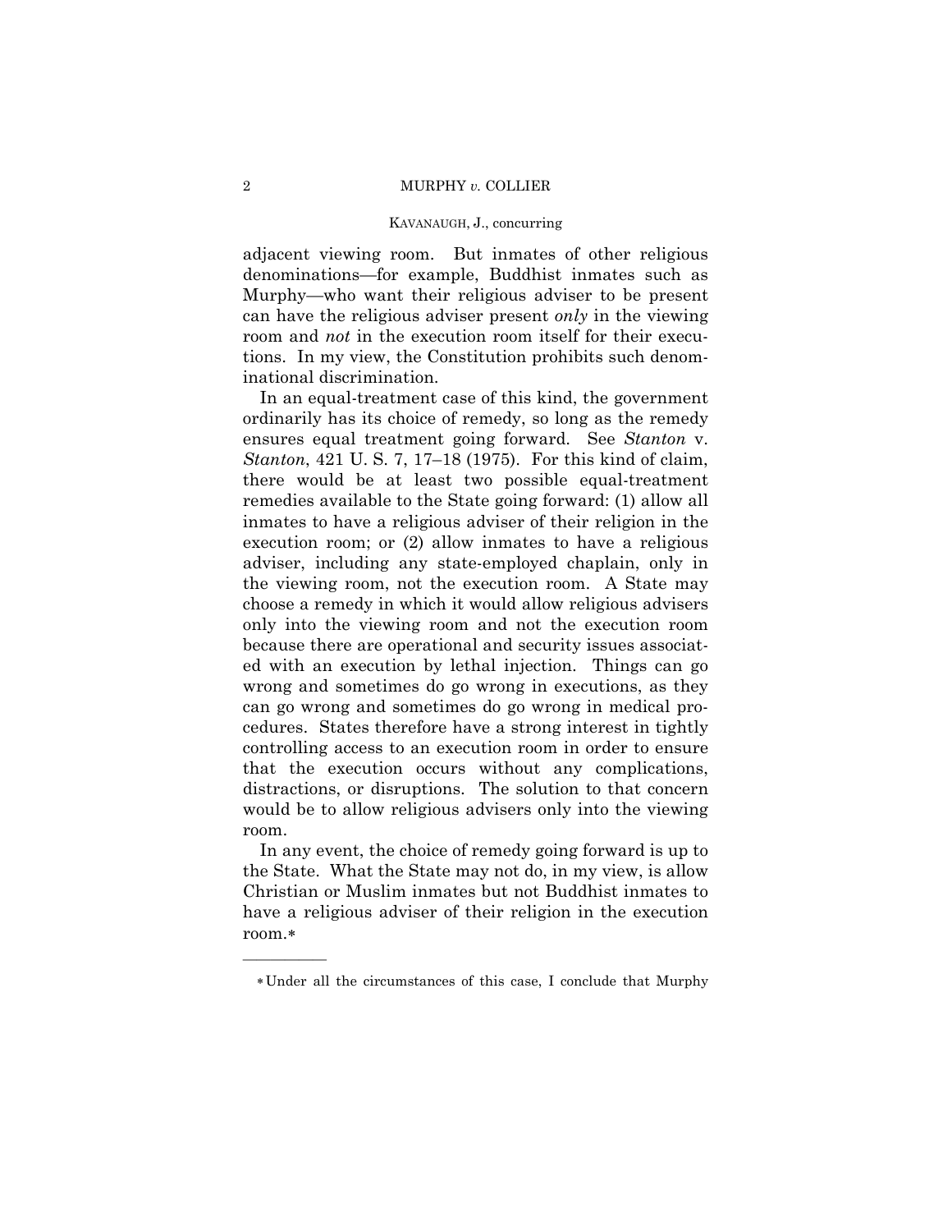adjacent viewing room. But inmates of other religious denominations—for example, Buddhist inmates such as Murphy—who want their religious adviser to be present can have the religious adviser present *only* in the viewing room and *not* in the execution room itself for their executions. In my view, the Constitution prohibits such denominational discrimination.

In an equal-treatment case of this kind, the government ordinarily has its choice of remedy, so long as the remedy ensures equal treatment going forward. See *Stanton* v. *Stanton*, 421 U. S. 7, 17–18 (1975). For this kind of claim, there would be at least two possible equal-treatment remedies available to the State going forward: (1) allow all inmates to have a religious adviser of their religion in the execution room; or (2) allow inmates to have a religious adviser, including any state-employed chaplain, only in the viewing room, not the execution room. A State may choose a remedy in which it would allow religious advisers only into the viewing room and not the execution room because there are operational and security issues associated with an execution by lethal injection. Things can go wrong and sometimes do go wrong in executions, as they can go wrong and sometimes do go wrong in medical procedures. States therefore have a strong interest in tightly controlling access to an execution room in order to ensure that the execution occurs without any complications, distractions, or disruptions. The solution to that concern would be to allow religious advisers only into the viewing room.

In any event, the choice of remedy going forward is up to the State. What the State may not do, in my view, is allow Christian or Muslim inmates but not Buddhist inmates to have a religious adviser of their religion in the execution room.*

---

*Under all the circumstances of this case, I conclude that Murphy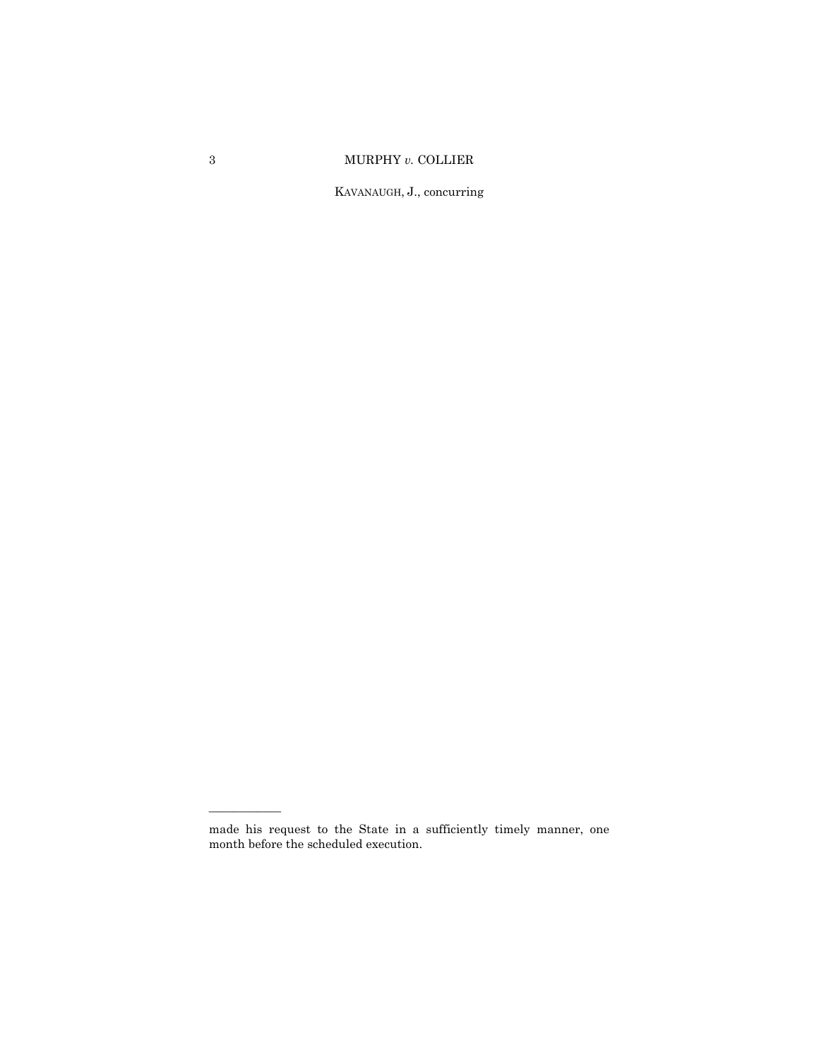made his request to the State in a sufficiently timely manner, one month before the scheduled execution.